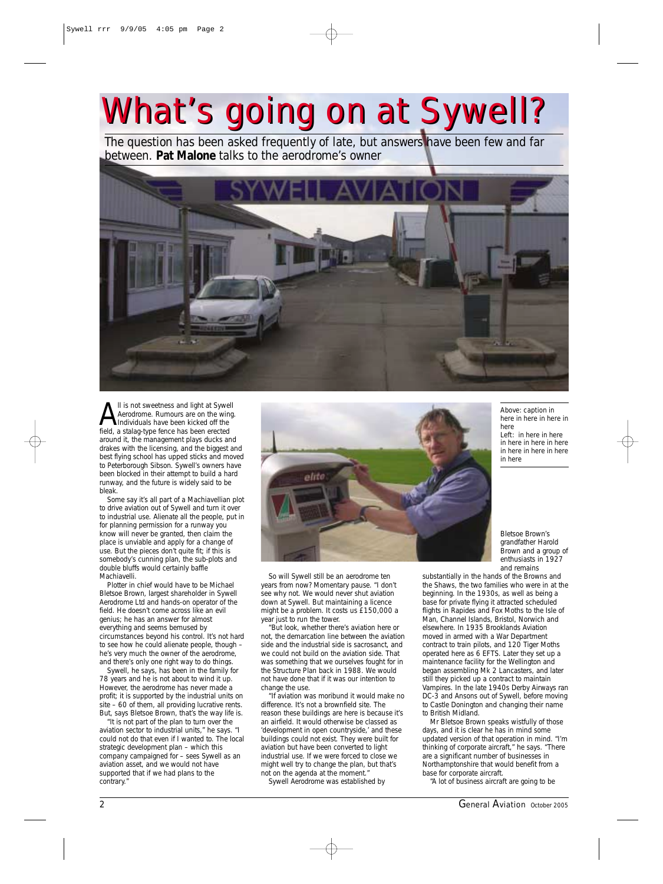# What's going on at Sywell?

The question has been asked frequently of late, but answers have been few and far between. **Pat Malone** talks to the aerodrome's owner

Above: caption in here in here in here in here

Left: in here in here in here in here in here in here in here in here

All is not sweetness and light at Sywell Aerodrome. Rumours are on the wing. Individuals have been kicked off the field, a stalag-type fence has been erected around it, the management plays ducks and drakes with the licensing, and the biggest and best flying school has upped sticks and moved to Peterborough Sibson. Sywell's owners have been blocked in their attempt to build a hard runway, and the future is widely said to be bleak.

Some say it's all part of a Machiavellian plot to drive aviation out of Sywell and turn it over to industrial use. Alienate all the people, put in for planning permission for a runway you know will never be granted, then claim the place is unviable and apply for a change of use. But the pieces don't quite fit; if this is somebody's cunning plan, the sub-plots and double bluffs would certainly baffle Machiavelli.

Plotter in chief would have to be Michael Bletsoe Brown, largest shareholder in Sywell Aerodrome Ltd and hands-on operator of the field. He doesn't come across like an evil genius; he has an answer for almost everything and seems bemused by circumstances beyond his control. It's not hard to see how he could alienate people, though – he's very much the owner of the aerodrome, and there's only one right way to do things.

Sywell, he says, has been in the family for 78 years and he is not about to wind it up. However, the aerodrome has never made a profit; it is supported by the industrial units on site – 60 of them, all providing lucrative rents. But, says Bletsoe Brown, that's the way life is.

"It is not part of the plan to turn over the aviation sector to industrial units," he says. "I could not do that even if I wanted to. The local strategic development plan – which this company campaigned for – sees Sywell as an aviation asset, and we would not have supported that if we had plans to the contrary."

So will Sywell still be an aerodrome ten years from now? Momentary pause. "I don't see why not. We would never shut aviation down at Sywell. But maintaining a licence might be a problem. It costs us £150,000 a year just to run the tower.

"But look, whether there's aviation here or not, the demarcation line between the aviation side and the industrial side is sacrosanct, and we could not build on the aviation side. That was something that we ourselves fought for in the Structure Plan back in 1988. We would not have done that if it was our intention to change the use.

"If aviation was moribund it would make no difference. It's not a brownfield site. The reason these buildings are here is because it's an airfield. It would otherwise be classed as 'development in open countryside,' and these buildings could not exist. They were built for aviation but have been converted to light industrial use. If we were forced to close we might well try to change the plan, but that's not on the agenda at the moment."

Sywell Aerodrome was established by Bletsoe Brown's grandfather Harold Brown and a group of enthusiasts in 1927 and remains substantially in the hands of the Browns and the Shaws, the two families who were in at the beginning. In the 1930s, as well as being a base for private flying it attracted scheduled flights in Rapides and Fox Moths to the Isle of Man, Channel Islands, Bristol, Norwich and elsewhere. In 1935 Brooklands Aviation moved in armed with a War Department contract to train pilots, and 120 Tiger Moths operated here as 6 EFTS. Later they set up a maintenance facility for the Wellington and began assembling Mk 2 Lancasters, and later still they picked up a contract to maintain Vampires. In the late 1940s Derby Airways ran DC-3 and Ansons out of Sywell, before moving to Castle Donington and changing their name to British Midland.

Mr Bletsoe Brown speaks wistfully of those days, and it is clear he has in mind some updated version of that operation in mind. "I'm thinking of corporate aircraft," he says. "There are a significant number of businesses in Northamptonshire that would benefit from a base for corporate aircraft.

"A lot of business aircraft are going to be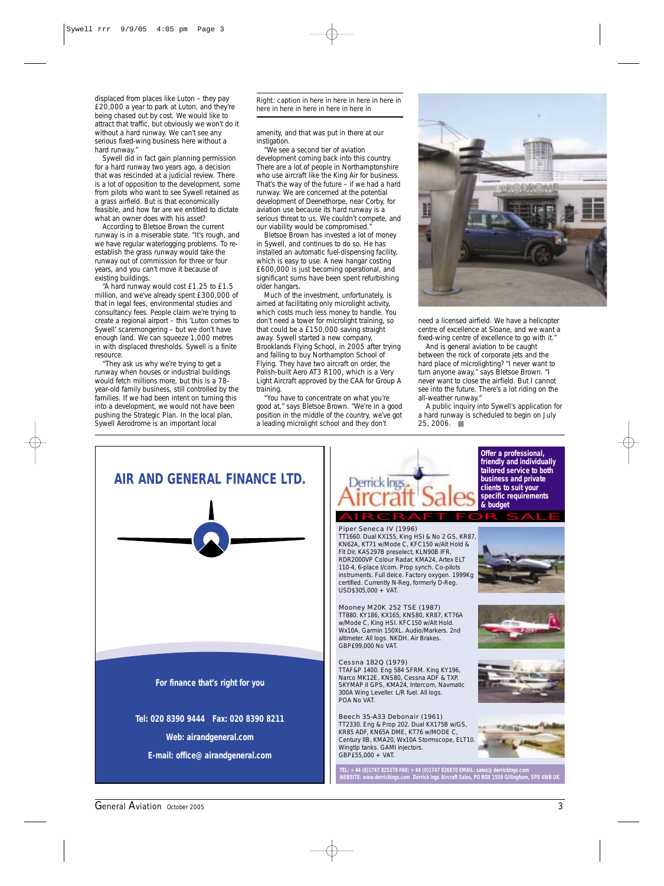displaced from places like Luton – they pay £20,000 a year to park at Luton, and they're being chased out by cost. We would like to attract that traffic, but obviously we won't do it without a hard runway. We can't see any serious fixed-wing business here without a hard runway."

Sywell did in fact gain planning permission for a hard runway two years ago, a decision that was rescinded at a judicial review. There is a lot of opposition to the development, some from pilots who want to see Sywell retained as a grass airfield. But is that economically feasible, and how far are we entitled to dictate what an owner does with his asset?

According to Bletsoe Brown the current runway is in a miserable state. "It's rough, and we have regular waterlogging problems. To re-establish the grass runway would take the runway out of commission for three or four years, and you can't move it because of existing buildings.

"A hard runway would cost £1.25 to £1.5 million, and we've already spent £300,000 of that in legal fees, environmental studies and consultancy fees. People claim we're trying to create a regional airport – this 'Luton comes to Sywell' scaremongering – but we don't have enough land. We can squeeze 1,000 metres in with displaced thresholds. Sywell is a finite resource.

"They ask us why we're trying to get a runway when houses or industrial buildings would fetch millions more, but this is a 78-year-old family business, still controlled by the families. If we had been intent on turning this into a development, we would not have been pushing the Strategic Plan. In the local plan, Sywell Aerodrome is an important local amenity, and that was put in there at our instigation.

"We see a second tier of aviation development coming back into this country. There are a lot of people in Northamptonshire who use aircraft like the King Air for business. That's the way of the future – if we had a hard runway. We are concerned at the potential development of Deenethorpe, near Corby, for aviation use because its hard runway is a serious threat to us. We couldn't compete, and our viability would be compromised."

Bletsoe Brown has invested a lot of money in Sywell, and continues to do so. He has installed an automatic fuel-dispensing facility, which is easy to use. A new hangar costing £600,000 is just becoming operational, and significant sums have been spent refurbishing older hangars.

Much of the investment, unfortunately, is aimed at facilitating only microlight activity, which costs much less money to handle. You don't need a tower for microlight training, so that could be a £150,000 saving straight away. Sywell started a new company, Brooklands Flying School, in 2005 after trying and failing to buy Northampton School of Flying. They have two aircraft on order, the Polish-built Aero AT3 R100, which is a Very Light Aircraft approved by the CAA for Group A training.

"You have to concentrate on what you're good at," says Bletsoe Brown. "We're in a good position in the middle of the country, we've got a leading microlight school and they don't need a licensed airfield. We have a helicopter centre of excellence at Sloane, and we want a fixed-wing centre of excellence to go with it."

And is general aviation to be caught between the rock of corporate jets and the hard place of microlighting? "I never want to turn anyone away," says Bletsoe Brown. "I never want to close the airfield. But I cannot see into the future. There's a lot riding on the all-weather runway."

A public inquiry into Sywell's application for a hard runway is scheduled to begin on July 25, 2006. ■

Right: caption in here in here in here in here in here in here in here in here in here in

## AIR AND GENERAL FINANCE LTD.

For finance that's right for you

Tel: 020 8390 9444 Fax: 020 8390 8211

Web: airandgeneral.com

E-mail: office@ airandgeneral.com

## Derrick Ings Aircraft Sales

**Offer a professional, friendly and individually tailored service to both business and private clients to suit your specific requirements & budget**

AIRCRAFT FOR SALE

**Piper Seneca IV (1996)**
TT1660. Dual KX155, King HSI & No 2 GS, KR87, KN62A, KT71 w/Mode C, KFC150 w/Alt Hold & Flt Dir, KAS297B preselect, KLN90B IFR, RDR2000VP Colour Radar, KMA24, Artex ELT 110-4, 6-place I/com. Prop synch. Co-pilots instruments. Full deice. Factory oxygen. 1999Kg certified. Currently N-Reg, formerly D-Reg. USD$305,000 + VAT.

**Mooney M20K 252 TSE (1987)**
TT880. KY186, KX165, KNS80, KR87, KT76A w/Mode C, King HSI. KFC150 w/Alt Hold. Wx10A. Garmin 150XL. Audio/Markers. 2nd altimeter. All logs. NKDH. Air Brakes. GBP£99,000 No VAT.

**Cessna 182Q (1979)**
TTAF&P 1400. Eng 584 SFRM. King KY196, Narco MK12E, KNS80, Cessna ADF & TXP, SKYMAP II GPS, KMA24, Intercom, Navmatic 300A Wing Leveller. L/R fuel. All logs. POA No VAT.

**Beech 35-A33 Debonair (1961)**
TT2330. Eng & Prop 202. Dual KX175B w/GS, KR85 ADF, KN65A DME, KT76 w/MODE C, Century IIB, KMA20, Wx10A Stormscope, ELT10. Wingtip tanks. GAMI injectors. GBP£55,000 + VAT.

TEL: + 44 (0)1747 825378 FAX: + 44 (0)1747 826870 EMAIL: sales@derrickings.com
WEBSITE: www.derrickings.com Derrick Ings Aircraft Sales, PO BOX 1559 Gillingham, SP8 4WB UK